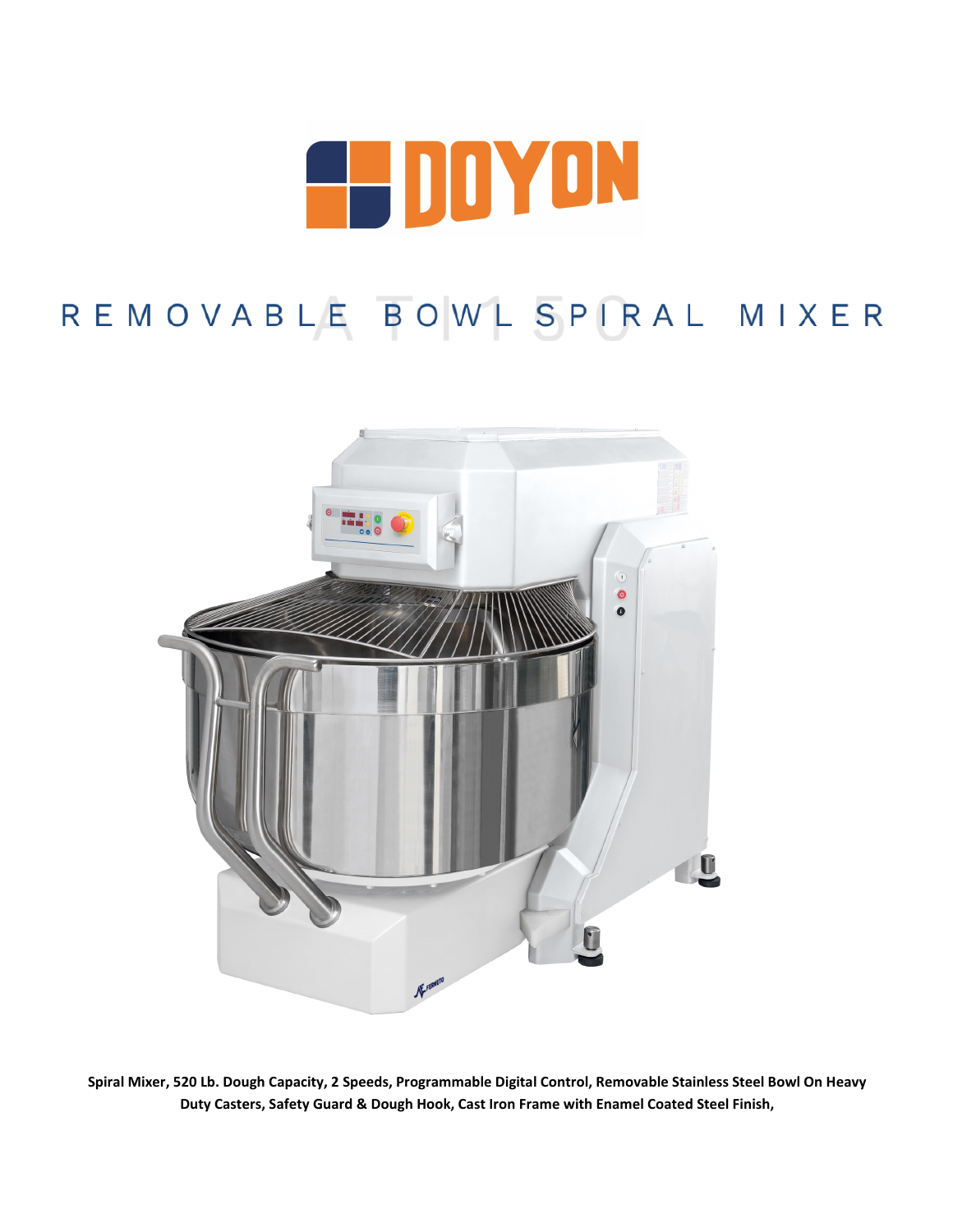# DOYON

## REMOVABLE BOWL SPIRAL MIXER

AT150

**Spiral Mixer, 520 Lb. Dough Capacity, 2 Speeds, Programmable Digital Control, Removable Stainless Steel Bowl On Heavy Duty Casters, Safety Guard & Dough Hook, Cast Iron Frame with Enamel Coated Steel Finish,**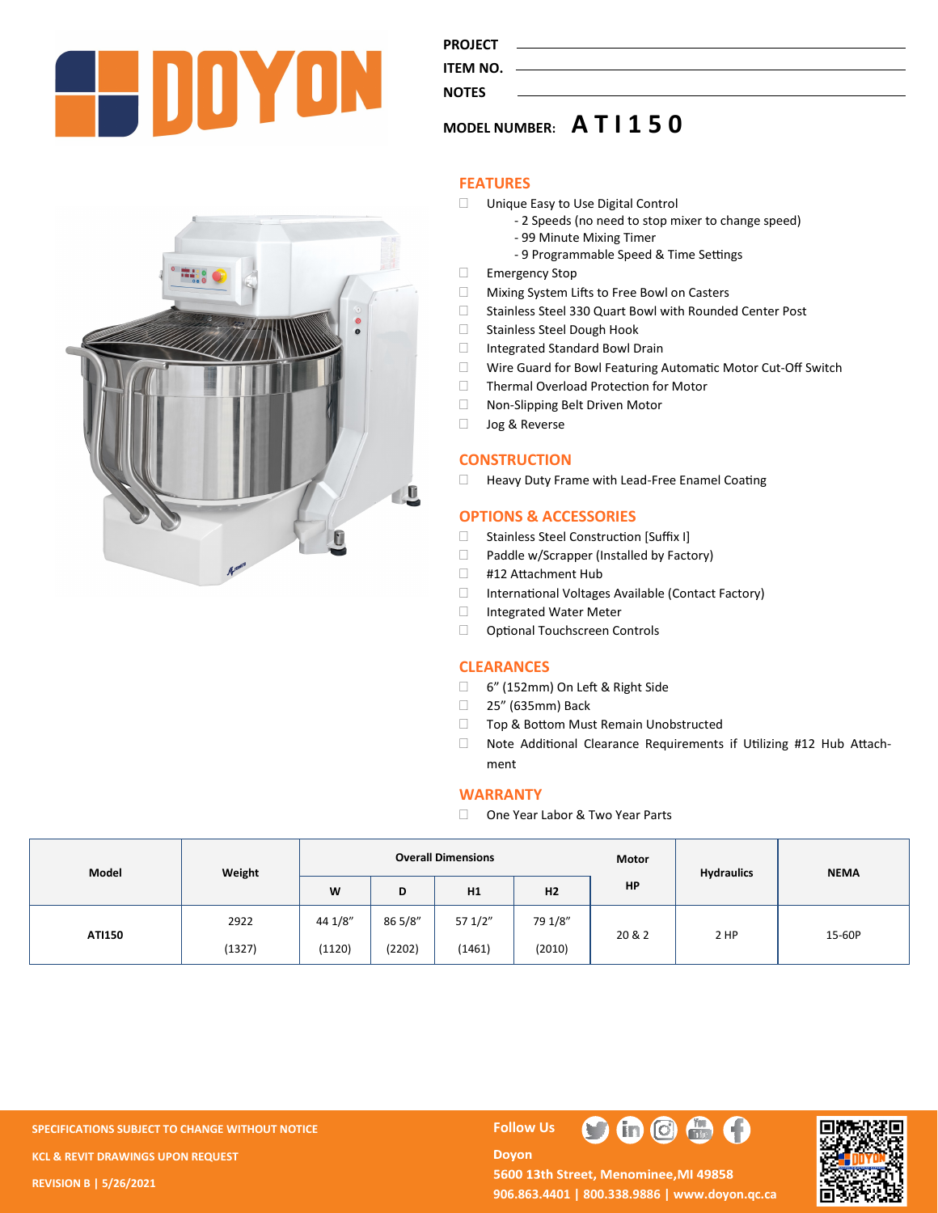DOYON

**PROJECT**

**ITEM NO.**

**NOTES**

**MODEL NUMBER: ATI150**

## FEATURES

- Unique Easy to Use Digital Control
  - 2 Speeds (no need to stop mixer to change speed)
  - 99 Minute Mixing Timer
  - 9 Programmable Speed & Time Settings
- Emergency Stop
- Mixing System Lifts to Free Bowl on Casters
- Stainless Steel 330 Quart Bowl with Rounded Center Post
- Stainless Steel Dough Hook
- Integrated Standard Bowl Drain
- Wire Guard for Bowl Featuring Automatic Motor Cut-Off Switch
- Thermal Overload Protection for Motor
- Non-Slipping Belt Driven Motor
- Jog & Reverse

## CONSTRUCTION

- Heavy Duty Frame with Lead-Free Enamel Coating

## OPTIONS & ACCESSORIES

- Stainless Steel Construction [Suffix I]
- Paddle w/Scrapper (Installed by Factory)
- #12 Attachment Hub
- International Voltages Available (Contact Factory)
- Integrated Water Meter
- Optional Touchscreen Controls

## CLEARANCES

- 6" (152mm) On Left & Right Side
- 25" (635mm) Back
- Top & Bottom Must Remain Unobstructed
- Note Additional Clearance Requirements if Utilizing #12 Hub Attachment

## WARRANTY

- One Year Labor & Two Year Parts

| Model | Weight | Overall Dimensions | | | | Motor | Hydraulics | NEMA |
|---|---|---|---|---|---|---|---|---|
| | | W | D | H1 | H2 | HP | | |
| ATI150 | 2922 (1327) | 44 1/8" (1120) | 86 5/8" (2202) | 57 1/2" (1461) | 79 1/8" (2010) | 20 & 2 | 2 HP | 15-60P |

**SPECIFICATIONS SUBJECT TO CHANGE WITHOUT NOTICE**

**KCL & REVIT DRAWINGS UPON REQUEST**

**REVISION B | 5/26/2021**

**Follow Us**

**Doyon**
**5600 13th Street, Menominee,MI 49858**
**906.863.4401 | 800.338.9886 | www.doyon.qc.ca**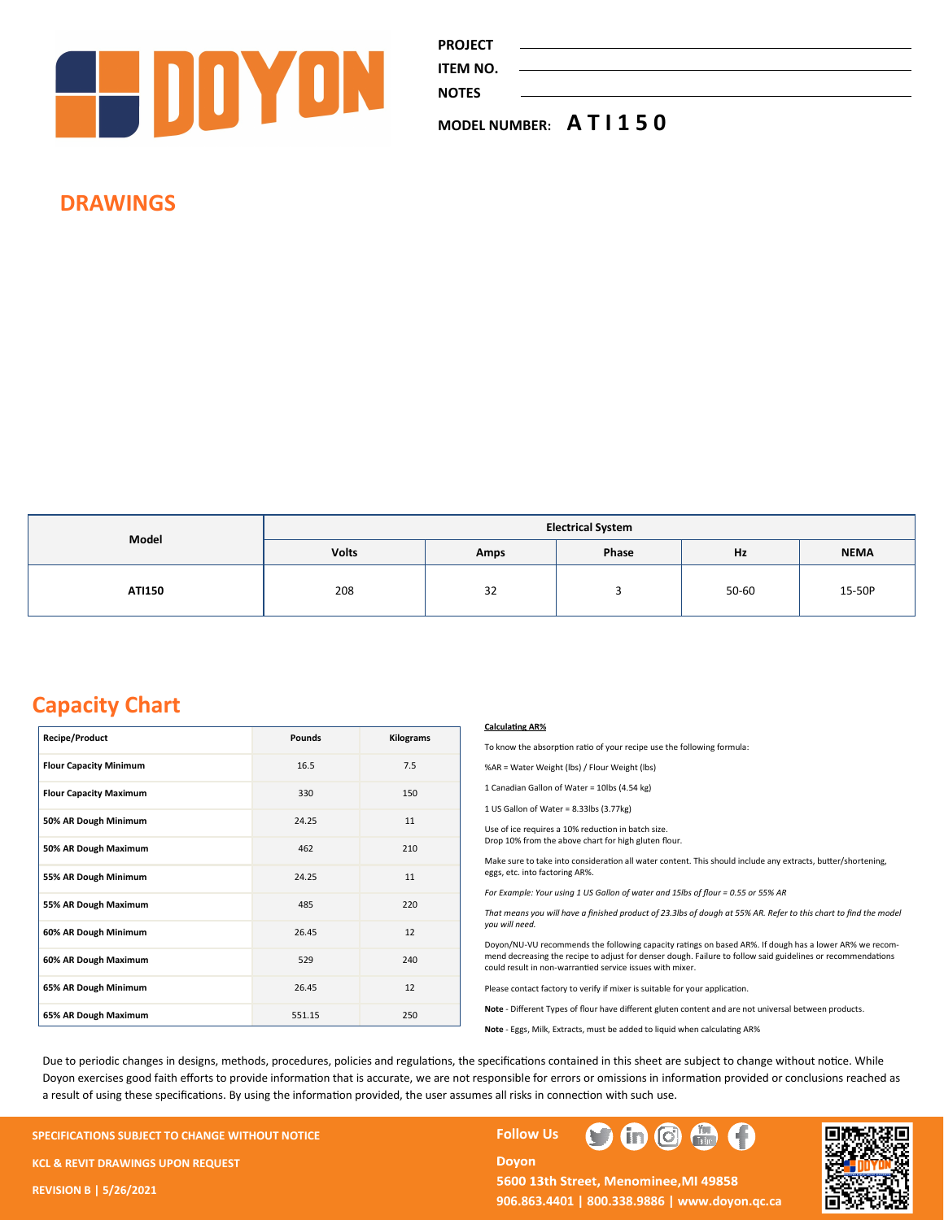**PROJECT**

**ITEM NO.**

**NOTES**

**MODEL NUMBER: ATI150**

## DRAWINGS

| Model | Electrical System | | | | |
|---|---|---|---|---|---|
| | Volts | Amps | Phase | Hz | NEMA |
| **ATI150** | 208 | 32 | 3 | 50-60 | 15-50P |

## Capacity Chart

| Recipe/Product | Pounds | Kilograms |
|---|---|---|
| **Flour Capacity Minimum** | 16.5 | 7.5 |
| **Flour Capacity Maximum** | 330 | 150 |
| **50% AR Dough Minimum** | 24.25 | 11 |
| **50% AR Dough Maximum** | 462 | 210 |
| **55% AR Dough Minimum** | 24.25 | 11 |
| **55% AR Dough Maximum** | 485 | 220 |
| **60% AR Dough Minimum** | 26.45 | 12 |
| **60% AR Dough Maximum** | 529 | 240 |
| **65% AR Dough Minimum** | 26.45 | 12 |
| **65% AR Dough Maximum** | 551.15 | 250 |

**Calculating AR%**

To know the absorption ratio of your recipe use the following formula:

%AR = Water Weight (lbs) / Flour Weight (lbs)

1 Canadian Gallon of Water = 10lbs (4.54 kg)

1 US Gallon of Water = 8.33lbs (3.77kg)

Use of ice requires a 10% reduction in batch size.
Drop 10% from the above chart for high gluten flour.

Make sure to take into consideration all water content. This should include any extracts, butter/shortening, eggs, etc. into factoring AR%.

*For Example: Your using 1 US Gallon of water and 15lbs of flour = 0.55 or 55% AR*

*That means you will have a finished product of 23.3lbs of dough at 55% AR. Refer to this chart to find the model you will need.*

Doyon/NU-VU recommends the following capacity ratings on based AR%. If dough has a lower AR% we recommend decreasing the recipe to adjust for denser dough. Failure to follow said guidelines or recommendations could result in non-warrantied service issues with mixer.

Please contact factory to verify if mixer is suitable for your application.

**Note** - Different Types of flour have different gluten content and are not universal between products.

**Note** - Eggs, Milk, Extracts, must be added to liquid when calculating AR%

Due to periodic changes in designs, methods, procedures, policies and regulations, the specifications contained in this sheet are subject to change without notice. While Doyon exercises good faith efforts to provide information that is accurate, we are not responsible for errors or omissions in information provided or conclusions reached as a result of using these specifications. By using the information provided, the user assumes all risks in connection with such use.

**SPECIFICATIONS SUBJECT TO CHANGE WITHOUT NOTICE**

**KCL & REVIT DRAWINGS UPON REQUEST**

**REVISION B | 5/26/2021**

**Follow Us**

**Doyon**
**5600 13th Street, Menominee, MI 49858**
**906.863.4401 | 800.338.9886 | www.doyon.qc.ca**